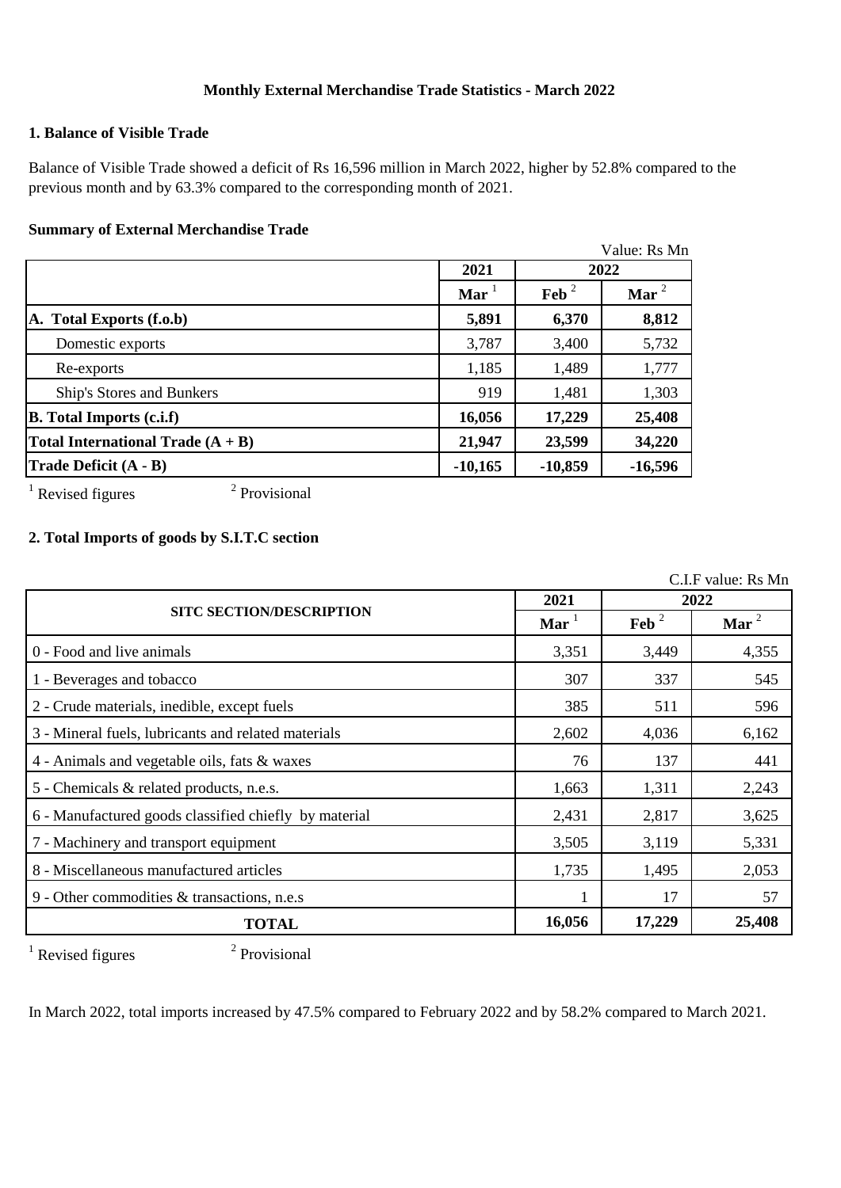# Monthly External Merchandise Trade Statistics - March 2022

## 1. Balance of Visible Trade

Balance of Visible Trade showed a deficit of Rs 16,596 million in March 2022, higher by 52.8% compared to the previous month and by 63.3% compared to the corresponding month of 2021.

### Summary of External Merchandise Trade

Value: Rs Mn

| | 2021 | 2022 | |
|---|---|---|---|
| | Mar [1] | Feb [2] | Mar [2] |
| **A. Total Exports (f.o.b)** | **5,891** | **6,370** | **8,812** |
| Domestic exports | 3,787 | 3,400 | 5,732 |
| Re-exports | 1,185 | 1,489 | 1,777 |
| Ship's Stores and Bunkers | 919 | 1,481 | 1,303 |
| **B. Total Imports (c.i.f)** | **16,056** | **17,229** | **25,408** |
| **Total International Trade (A + B)** | **21,947** | **23,599** | **34,220** |
| **Trade Deficit (A - B)** | **-10,165** | **-10,859** | **-16,596** |

[1] Revised figures [2] Provisional

## 2. Total Imports of goods by S.I.T.C section

C.I.F value: Rs Mn

| SITC SECTION/DESCRIPTION | 2021 | 2022 | |
|---|---|---|---|
| | Mar [1] | Feb [2] | Mar [2] |
| 0 - Food and live animals | 3,351 | 3,449 | 4,355 |
| 1 - Beverages and tobacco | 307 | 337 | 545 |
| 2 - Crude materials, inedible, except fuels | 385 | 511 | 596 |
| 3 - Mineral fuels, lubricants and related materials | 2,602 | 4,036 | 6,162 |
| 4 - Animals and vegetable oils, fats & waxes | 76 | 137 | 441 |
| 5 - Chemicals & related products, n.e.s. | 1,663 | 1,311 | 2,243 |
| 6 - Manufactured goods classified chiefly by material | 2,431 | 2,817 | 3,625 |
| 7 - Machinery and transport equipment | 3,505 | 3,119 | 5,331 |
| 8 - Miscellaneous manufactured articles | 1,735 | 1,495 | 2,053 |
| 9 - Other commodities & transactions, n.e.s | 1 | 17 | 57 |
| **TOTAL** | **16,056** | **17,229** | **25,408** |

[1] Revised figures [2] Provisional

In March 2022, total imports increased by 47.5% compared to February 2022 and by 58.2% compared to March 2021.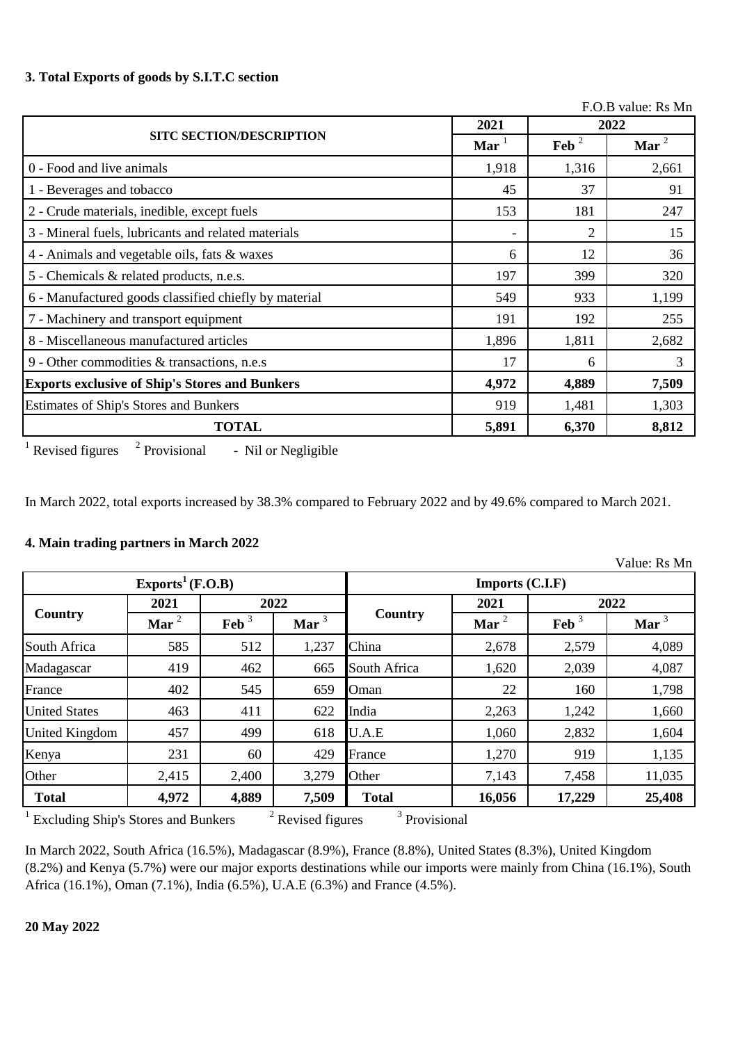### 3. Total Exports of goods by S.I.T.C section

F.O.B value: Rs Mn

| SITC SECTION/DESCRIPTION | 2021 | 2022 | |
|---|---|---|---|
| | Mar [1] | Feb [2] | Mar [2] |
| 0 - Food and live animals | 1,918 | 1,316 | 2,661 |
| 1 - Beverages and tobacco | 45 | 37 | 91 |
| 2 - Crude materials, inedible, except fuels | 153 | 181 | 247 |
| 3 - Mineral fuels, lubricants and related materials | - | 2 | 15 |
| 4 - Animals and vegetable oils, fats & waxes | 6 | 12 | 36 |
| 5 - Chemicals & related products, n.e.s. | 197 | 399 | 320 |
| 6 - Manufactured goods classified chiefly by material | 549 | 933 | 1,199 |
| 7 - Machinery and transport equipment | 191 | 192 | 255 |
| 8 - Miscellaneous manufactured articles | 1,896 | 1,811 | 2,682 |
| 9 - Other commodities & transactions, n.e.s | 17 | 6 | 3 |
| **Exports exclusive of Ship's Stores and Bunkers** | **4,972** | **4,889** | **7,509** |
| Estimates of Ship's Stores and Bunkers | 919 | 1,481 | 1,303 |
| **TOTAL** | **5,891** | **6,370** | **8,812** |

[1] Revised figures [2] Provisional - Nil or Negligible

In March 2022, total exports increased by 38.3% compared to February 2022 and by 49.6% compared to March 2021.

### 4. Main trading partners in March 2022

Value: Rs Mn

| Exports[1] (F.O.B) | | | | Imports (C.I.F) | | | |
|---|---|---|---|---|---|---|---|
| Country | 2021 | 2022 | | Country | 2021 | 2022 | |
| | Mar [2] | Feb [3] | Mar [3] | | Mar [2] | Feb [3] | Mar [3] |
| South Africa | 585 | 512 | 1,237 | China | 2,678 | 2,579 | 4,089 |
| Madagascar | 419 | 462 | 665 | South Africa | 1,620 | 2,039 | 4,087 |
| France | 402 | 545 | 659 | Oman | 22 | 160 | 1,798 |
| United States | 463 | 411 | 622 | India | 2,263 | 1,242 | 1,660 |
| United Kingdom | 457 | 499 | 618 | U.A.E | 1,060 | 2,832 | 1,604 |
| Kenya | 231 | 60 | 429 | France | 1,270 | 919 | 1,135 |
| Other | 2,415 | 2,400 | 3,279 | Other | 7,143 | 7,458 | 11,035 |
| **Total** | **4,972** | **4,889** | **7,509** | **Total** | **16,056** | **17,229** | **25,408** |

[1] Excluding Ship's Stores and Bunkers [2] Revised figures [3] Provisional

In March 2022, South Africa (16.5%), Madagascar (8.9%), France (8.8%), United States (8.3%), United Kingdom (8.2%) and Kenya (5.7%) were our major exports destinations while our imports were mainly from China (16.1%), South Africa (16.1%), Oman (7.1%), India (6.5%), U.A.E (6.3%) and France (4.5%).

**20 May 2022**